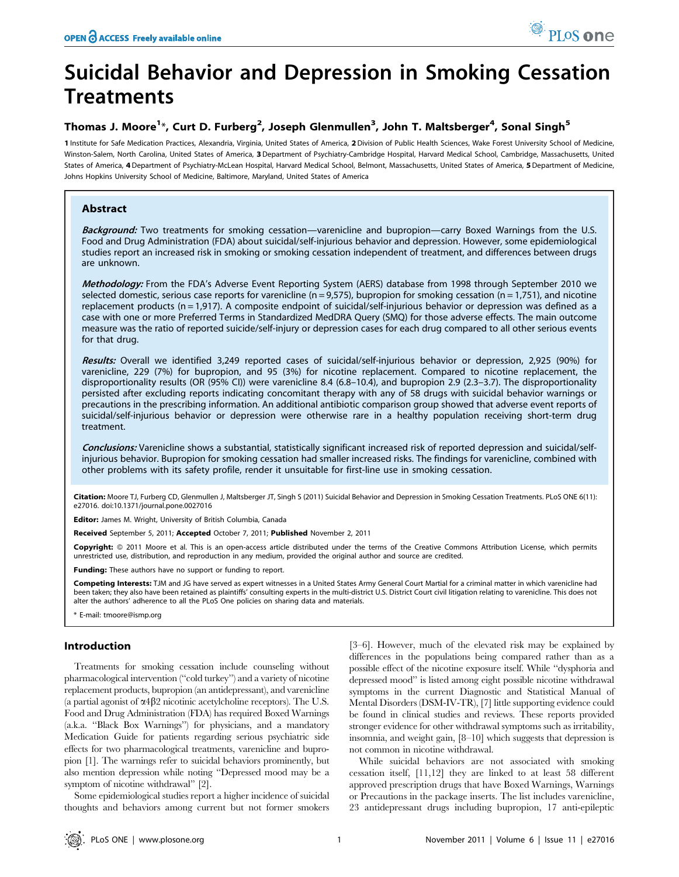# Suicidal Behavior and Depression in Smoking Cessation Treatments

**Thomas J. Moore[1]*, Curt D. Furberg[2], Joseph Glenmullen[3], John T. Maltsberger[4], Sonal Singh[5]**

**1** Institute for Safe Medication Practices, Alexandria, Virginia, United States of America, **2** Division of Public Health Sciences, Wake Forest University School of Medicine, Winston-Salem, North Carolina, United States of America, **3** Department of Psychiatry-Cambridge Hospital, Harvard Medical School, Cambridge, Massachusetts, United States of America, **4** Department of Psychiatry-McLean Hospital, Harvard Medical School, Belmont, Massachusetts, United States of America, **5** Department of Medicine, Johns Hopkins University School of Medicine, Baltimore, Maryland, United States of America

## Abstract

***Background:*** Two treatments for smoking cessation—varenicline and bupropion—carry Boxed Warnings from the U.S. Food and Drug Administration (FDA) about suicidal/self-injurious behavior and depression. However, some epidemiological studies report an increased risk in smoking or smoking cessation independent of treatment, and differences between drugs are unknown.

***Methodology:*** From the FDA's Adverse Event Reporting System (AERS) database from 1998 through September 2010 we selected domestic, serious case reports for varenicline (n = 9,575), bupropion for smoking cessation (n = 1,751), and nicotine replacement products (n = 1,917). A composite endpoint of suicidal/self-injurious behavior or depression was defined as a case with one or more Preferred Terms in Standardized MedDRA Query (SMQ) for those adverse effects. The main outcome measure was the ratio of reported suicide/self-injury or depression cases for each drug compared to all other serious events for that drug.

***Results:*** Overall we identified 3,249 reported cases of suicidal/self-injurious behavior or depression, 2,925 (90%) for varenicline, 229 (7%) for bupropion, and 95 (3%) for nicotine replacement. Compared to nicotine replacement, the disproportionality results (OR (95% CI)) were varenicline 8.4 (6.8–10.4), and bupropion 2.9 (2.3–3.7). The disproportionality persisted after excluding reports indicating concomitant therapy with any of 58 drugs with suicidal behavior warnings or precautions in the prescribing information. An additional antibiotic comparison group showed that adverse event reports of suicidal/self-injurious behavior or depression were otherwise rare in a healthy population receiving short-term drug treatment.

***Conclusions:*** Varenicline shows a substantial, statistically significant increased risk of reported depression and suicidal/self-injurious behavior. Bupropion for smoking cessation had smaller increased risks. The findings for varenicline, combined with other problems with its safety profile, render it unsuitable for first-line use in smoking cessation.

**Citation:** Moore TJ, Furberg CD, Glenmullen J, Maltsberger JT, Singh S (2011) Suicidal Behavior and Depression in Smoking Cessation Treatments. PLoS ONE 6(11): e27016. doi:10.1371/journal.pone.0027016

**Editor:** James M. Wright, University of British Columbia, Canada

**Received** September 5, 2011; **Accepted** October 7, 2011; **Published** November 2, 2011

**Copyright:** © 2011 Moore et al. This is an open-access article distributed under the terms of the Creative Commons Attribution License, which permits unrestricted use, distribution, and reproduction in any medium, provided the original author and source are credited.

**Funding:** These authors have no support or funding to report.

**Competing Interests:** TJM and JG have served as expert witnesses in a United States Army General Court Martial for a criminal matter in which varenicline had been taken; they also have been retained as plaintiffs' consulting experts in the multi-district U.S. District Court civil litigation relating to varenicline. This does not alter the authors' adherence to all the PLoS One policies on sharing data and materials.

* E-mail: tmoore@ismp.org

## Introduction

Treatments for smoking cessation include counseling without pharmacological intervention ("cold turkey") and a variety of nicotine replacement products, bupropion (an antidepressant), and varenicline (a partial agonist of $\alpha 4\beta 2$ nicotinic acetylcholine receptors). The U.S. Food and Drug Administration (FDA) has required Boxed Warnings (a.k.a. "Black Box Warnings") for physicians, and a mandatory Medication Guide for patients regarding serious psychiatric side effects for two pharmacological treatments, varenicline and bupropion [1]. The warnings refer to suicidal behaviors prominently, but also mention depression while noting "Depressed mood may be a symptom of nicotine withdrawal" [2].

Some epidemiological studies report a higher incidence of suicidal thoughts and behaviors among current but not former smokers [3–6]. However, much of the elevated risk may be explained by differences in the populations being compared rather than as a possible effect of the nicotine exposure itself. While "dysphoria and depressed mood" is listed among eight possible nicotine withdrawal symptoms in the current Diagnostic and Statistical Manual of Mental Disorders (DSM-IV-TR), [7] little supporting evidence could be found in clinical studies and reviews. These reports provided stronger evidence for other withdrawal symptoms such as irritability, insomnia, and weight gain, [8–10] which suggests that depression is not common in nicotine withdrawal.

While suicidal behaviors are not associated with smoking cessation itself, [11,12] they are linked to at least 58 different approved prescription drugs that have Boxed Warnings, Warnings or Precautions in the package inserts. The list includes varenicline, 23 antidepressant drugs including bupropion, 17 anti-epileptic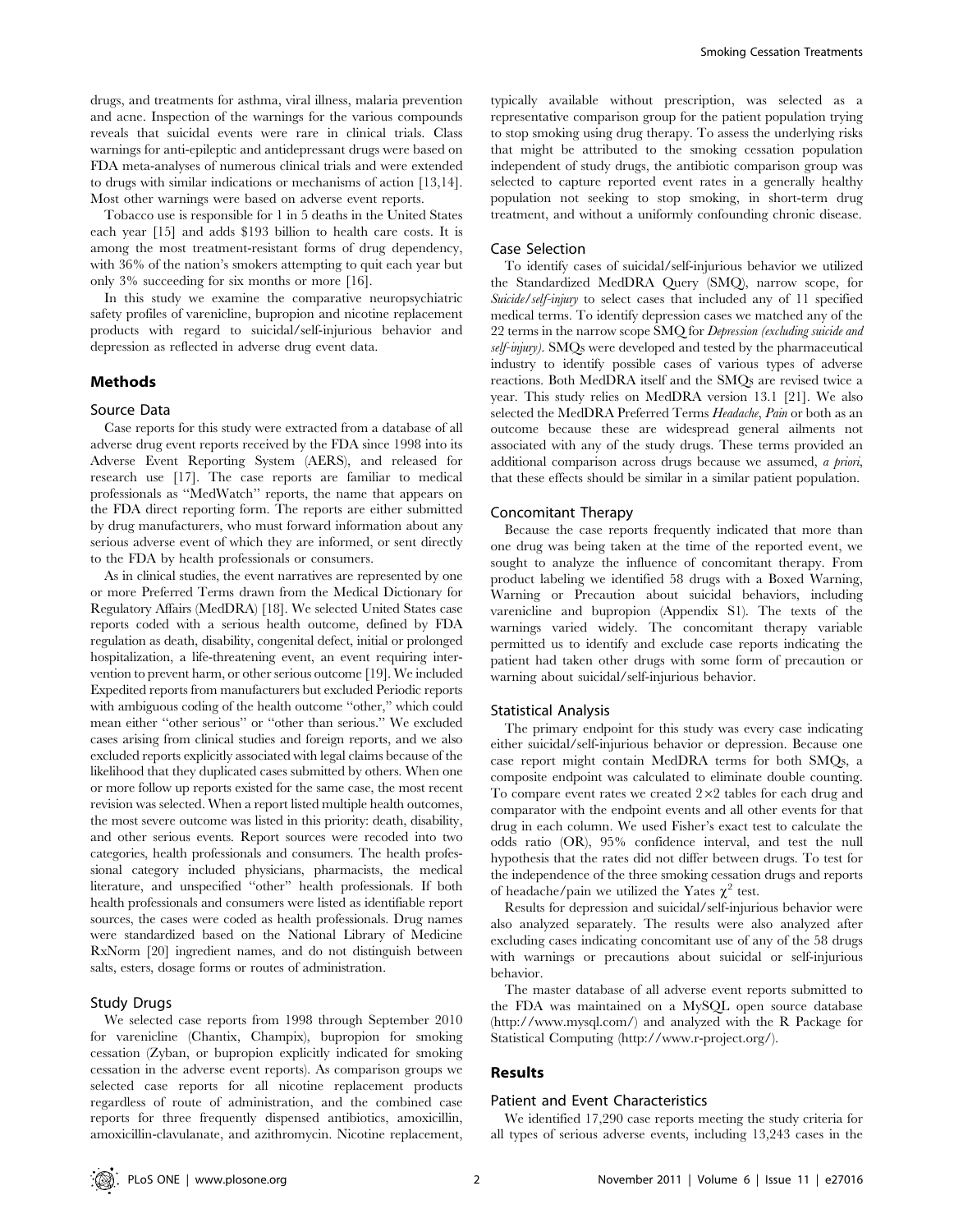drugs, and treatments for asthma, viral illness, malaria prevention and acne. Inspection of the warnings for the various compounds reveals that suicidal events were rare in clinical trials. Class warnings for anti-epileptic and antidepressant drugs were based on FDA meta-analyses of numerous clinical trials and were extended to drugs with similar indications or mechanisms of action [13,14]. Most other warnings were based on adverse event reports.

Tobacco use is responsible for 1 in 5 deaths in the United States each year [15] and adds $193 billion to health care costs. It is among the most treatment-resistant forms of drug dependency, with 36% of the nation's smokers attempting to quit each year but only 3% succeeding for six months or more [16].

In this study we examine the comparative neuropsychiatric safety profiles of varenicline, bupropion and nicotine replacement products with regard to suicidal/self-injurious behavior and depression as reflected in adverse drug event data.

## Methods

### Source Data

Case reports for this study were extracted from a database of all adverse drug event reports received by the FDA since 1998 into its Adverse Event Reporting System (AERS), and released for research use [17]. The case reports are familiar to medical professionals as "MedWatch" reports, the name that appears on the FDA direct reporting form. The reports are either submitted by drug manufacturers, who must forward information about any serious adverse event of which they are informed, or sent directly to the FDA by health professionals or consumers.

As in clinical studies, the event narratives are represented by one or more Preferred Terms drawn from the Medical Dictionary for Regulatory Affairs (MedDRA) [18]. We selected United States case reports coded with a serious health outcome, defined by FDA regulation as death, disability, congenital defect, initial or prolonged hospitalization, a life-threatening event, an event requiring intervention to prevent harm, or other serious outcome [19]. We included Expedited reports from manufacturers but excluded Periodic reports with ambiguous coding of the health outcome "other," which could mean either "other serious" or "other than serious." We excluded cases arising from clinical studies and foreign reports, and we also excluded reports explicitly associated with legal claims because of the likelihood that they duplicated cases submitted by others. When one or more follow up reports existed for the same case, the most recent revision was selected. When a report listed multiple health outcomes, the most severe outcome was listed in this priority: death, disability, and other serious events. Report sources were recoded into two categories, health professionals and consumers. The health professional category included physicians, pharmacists, the medical literature, and unspecified "other" health professionals. If both health professionals and consumers were listed as identifiable report sources, the cases were coded as health professionals. Drug names were standardized based on the National Library of Medicine RxNorm [20] ingredient names, and do not distinguish between salts, esters, dosage forms or routes of administration.

### Study Drugs

We selected case reports from 1998 through September 2010 for varenicline (Chantix, Champix), bupropion for smoking cessation (Zyban, or bupropion explicitly indicated for smoking cessation in the adverse event reports). As comparison groups we selected case reports for all nicotine replacement products regardless of route of administration, and the combined case reports for three frequently dispensed antibiotics, amoxicillin, amoxicillin-clavulanate, and azithromycin. Nicotine replacement, typically available without prescription, was selected as a representative comparison group for the patient population trying to stop smoking using drug therapy. To assess the underlying risks that might be attributed to the smoking cessation population independent of study drugs, the antibiotic comparison group was selected to capture reported event rates in a generally healthy population not seeking to stop smoking, in short-term drug treatment, and without a uniformly confounding chronic disease.

### Case Selection

To identify cases of suicidal/self-injurious behavior we utilized the Standardized MedDRA Query (SMQ), narrow scope, for *Suicide/self-injury* to select cases that included any of 11 specified medical terms. To identify depression cases we matched any of the 22 terms in the narrow scope SMQ for *Depression (excluding suicide and self-injury)*. SMQs were developed and tested by the pharmaceutical industry to identify possible cases of various types of adverse reactions. Both MedDRA itself and the SMQs are revised twice a year. This study relies on MedDRA version 13.1 [21]. We also selected the MedDRA Preferred Terms *Headache*, *Pain* or both as an outcome because these are widespread general ailments not associated with any of the study drugs. These terms provided an additional comparison across drugs because we assumed, *a priori*, that these effects should be similar in a similar patient population.

### Concomitant Therapy

Because the case reports frequently indicated that more than one drug was being taken at the time of the reported event, we sought to analyze the influence of concomitant therapy. From product labeling we identified 58 drugs with a Boxed Warning, Warning or Precaution about suicidal behaviors, including varenicline and bupropion (Appendix S1). The texts of the warnings varied widely. The concomitant therapy variable permitted us to identify and exclude case reports indicating the patient had taken other drugs with some form of precaution or warning about suicidal/self-injurious behavior.

### Statistical Analysis

The primary endpoint for this study was every case indicating either suicidal/self-injurious behavior or depression. Because one case report might contain MedDRA terms for both SMQs, a composite endpoint was calculated to eliminate double counting. To compare event rates we created 2×2 tables for each drug and comparator with the endpoint events and all other events for that drug in each column. We used Fisher's exact test to calculate the odds ratio (OR), 95% confidence interval, and test the null hypothesis that the rates did not differ between drugs. To test for the independence of the three smoking cessation drugs and reports of headache/pain we utilized the Yates $\chi^2$ test.

Results for depression and suicidal/self-injurious behavior were also analyzed separately. The results were also analyzed after excluding cases indicating concomitant use of any of the 58 drugs with warnings or precautions about suicidal or self-injurious behavior.

The master database of all adverse event reports submitted to the FDA was maintained on a MySQL open source database (http://www.mysql.com/) and analyzed with the R Package for Statistical Computing (http://www.r-project.org/).

## Results

### Patient and Event Characteristics

We identified 17,290 case reports meeting the study criteria for all types of serious adverse events, including 13,243 cases in the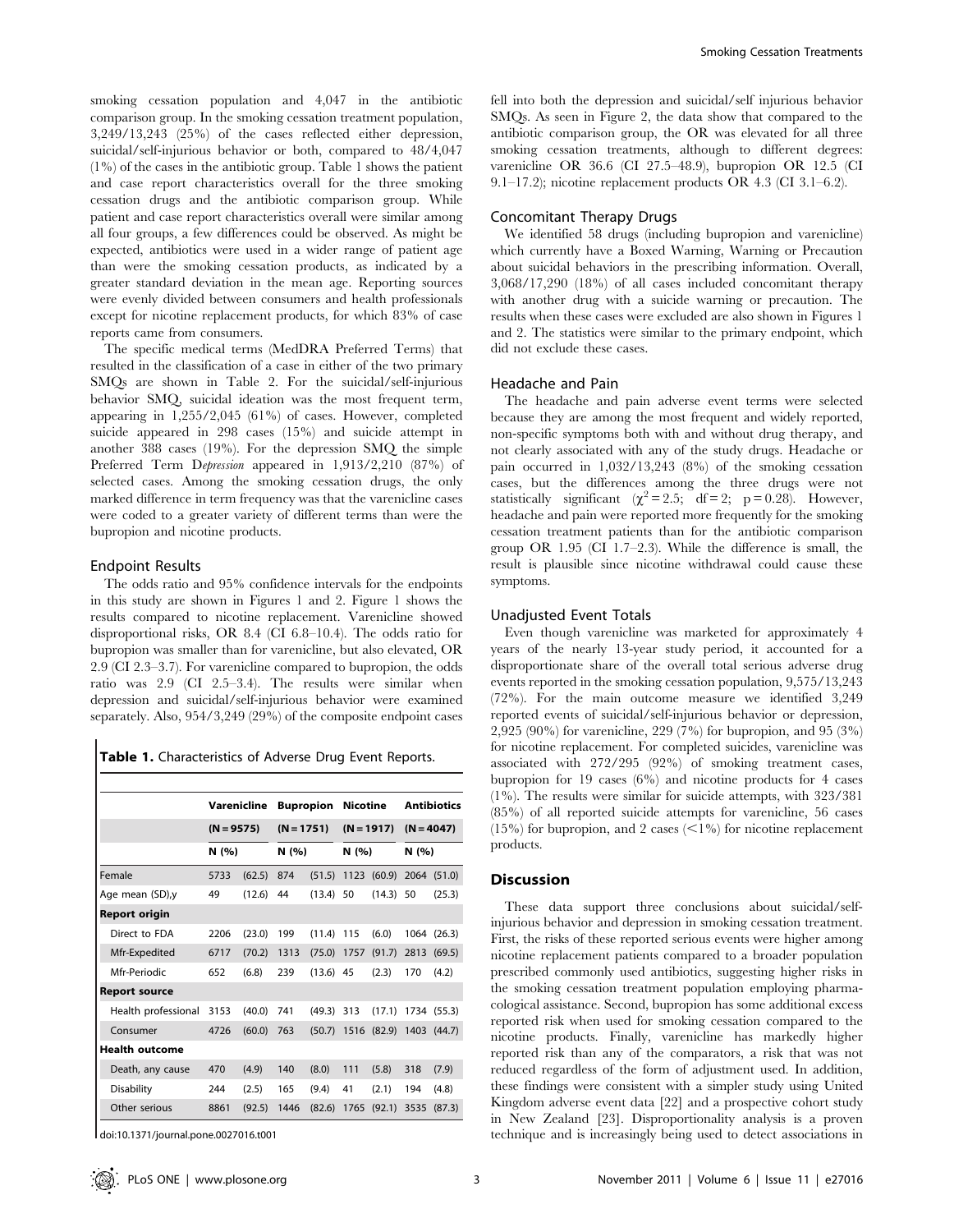smoking cessation population and 4,047 in the antibiotic comparison group. In the smoking cessation treatment population, 3,249/13,243 (25%) of the cases reflected either depression, suicidal/self-injurious behavior or both, compared to 48/4,047 (1%) of the cases in the antibiotic group. Table 1 shows the patient and case report characteristics overall for the three smoking cessation drugs and the antibiotic comparison group. While patient and case report characteristics overall were similar among all four groups, a few differences could be observed. As might be expected, antibiotics were used in a wider range of patient age than were the smoking cessation products, as indicated by a greater standard deviation in the mean age. Reporting sources were evenly divided between consumers and health professionals except for nicotine replacement products, for which 83% of case reports came from consumers.

The specific medical terms (MedDRA Preferred Terms) that resulted in the classification of a case in either of the two primary SMQs are shown in Table 2. For the suicidal/self-injurious behavior SMQ, suicidal ideation was the most frequent term, appearing in 1,255/2,045 (61%) of cases. However, completed suicide appeared in 298 cases (15%) and suicide attempt in another 388 cases (19%). For the depression SMQ the simple Preferred Term *Depression* appeared in 1,913/2,210 (87%) of selected cases. Among the smoking cessation drugs, the only marked difference in term frequency was that the varenicline cases were coded to a greater variety of different terms than were the bupropion and nicotine products.

### Endpoint Results

The odds ratio and 95% confidence intervals for the endpoints in this study are shown in Figures 1 and 2. Figure 1 shows the results compared to nicotine replacement. Varenicline showed disproportional risks, OR 8.4 (CI 6.8–10.4). The odds ratio for bupropion was smaller than for varenicline, but also elevated, OR 2.9 (CI 2.3–3.7). For varenicline compared to bupropion, the odds ratio was 2.9 (CI 2.5–3.4). The results were similar when depression and suicidal/self-injurious behavior were examined separately. Also, 954/3,249 (29%) of the composite endpoint cases fell into both the depression and suicidal/self injurious behavior SMQs. As seen in Figure 2, the data show that compared to the antibiotic comparison group, the OR was elevated for all three smoking cessation treatments, although to different degrees: varenicline OR 36.6 (CI 27.5–48.9), bupropion OR 12.5 (CI 9.1–17.2); nicotine replacement products OR 4.3 (CI 3.1–6.2).

**Table 1.** Characteristics of Adverse Drug Event Reports.

| | Varenicline (N = 9575) | | Bupropion (N = 1751) | | Nicotine (N = 1917) | | Antibiotics (N = 4047) | |
|---|---|---|---|---|---|---|---|---|
| | N (%) | | N (%) | | N (%) | | N (%) | |
| Female | 5733 | (62.5) | 874 | (51.5) | 1123 | (60.9) | 2064 | (51.0) |
| Age mean (SD),y | 49 | (12.6) | 44 | (13.4) | 50 | (14.3) | 50 | (25.3) |
| **Report origin** | | | | | | | | |
| Direct to FDA | 2206 | (23.0) | 199 | (11.4) | 115 | (6.0) | 1064 | (26.3) |
| Mfr-Expedited | 6717 | (70.2) | 1313 | (75.0) | 1757 | (91.7) | 2813 | (69.5) |
| Mfr-Periodic | 652 | (6.8) | 239 | (13.6) | 45 | (2.3) | 170 | (4.2) |
| **Report source** | | | | | | | | |
| Health professional | 3153 | (40.0) | 741 | (49.3) | 313 | (17.1) | 1734 | (55.3) |
| Consumer | 4726 | (60.0) | 763 | (50.7) | 1516 | (82.9) | 1403 | (44.7) |
| **Health outcome** | | | | | | | | |
| Death, any cause | 470 | (4.9) | 140 | (8.0) | 111 | (5.8) | 318 | (7.9) |
| Disability | 244 | (2.5) | 165 | (9.4) | 41 | (2.1) | 194 | (4.8) |
| Other serious | 8861 | (92.5) | 1446 | (82.6) | 1765 | (92.1) | 3535 | (87.3) |

doi:10.1371/journal.pone.0027016.t001

### Concomitant Therapy Drugs

We identified 58 drugs (including bupropion and varenicline) which currently have a Boxed Warning, Warning or Precaution about suicidal behaviors in the prescribing information. Overall, 3,068/17,290 (18%) of all cases included concomitant therapy with another drug with a suicide warning or precaution. The results when these cases were excluded are also shown in Figures 1 and 2. The statistics were similar to the primary endpoint, which did not exclude these cases.

### Headache and Pain

The headache and pain adverse event terms were selected because they are among the most frequent and widely reported, non-specific symptoms both with and without drug therapy, and not clearly associated with any of the study drugs. Headache or pain occurred in 1,032/13,243 (8%) of the smoking cessation cases, but the differences among the three drugs were not statistically significant ($\chi^2 = 2.5$; df = 2; p = 0.28). However, headache and pain were reported more frequently for the smoking cessation treatment patients than for the antibiotic comparison group OR 1.95 (CI 1.7–2.3). While the difference is small, the result is plausible since nicotine withdrawal could cause these symptoms.

### Unadjusted Event Totals

Even though varenicline was marketed for approximately 4 years of the nearly 13-year study period, it accounted for a disproportionate share of the overall total serious adverse drug events reported in the smoking cessation population, 9,575/13,243 (72%). For the main outcome measure we identified 3,249 reported events of suicidal/self-injurious behavior or depression, 2,925 (90%) for varenicline, 229 (7%) for bupropion, and 95 (3%) for nicotine replacement. For completed suicides, varenicline was associated with 272/295 (92%) of smoking treatment cases, bupropion for 19 cases (6%) and nicotine products for 4 cases (1%). The results were similar for suicide attempts, with 323/381 (85%) of all reported suicide attempts for varenicline, 56 cases (15%) for bupropion, and 2 cases (<1%) for nicotine replacement products.

## Discussion

These data support three conclusions about suicidal/self-injurious behavior and depression in smoking cessation treatment. First, the risks of these reported serious events were higher among nicotine replacement patients compared to a broader population prescribed commonly used antibiotics, suggesting higher risks in the smoking cessation treatment population employing pharmacological assistance. Second, bupropion has some additional excess reported risk when used for smoking cessation compared to the nicotine products. Finally, varenicline has markedly higher reported risk than any of the comparators, a risk that was not reduced regardless of the form of adjustment used. In addition, these findings were consistent with a simpler study using United Kingdom adverse event data [22] and a prospective cohort study in New Zealand [23]. Disproportionality analysis is a proven technique and is increasingly being used to detect associations in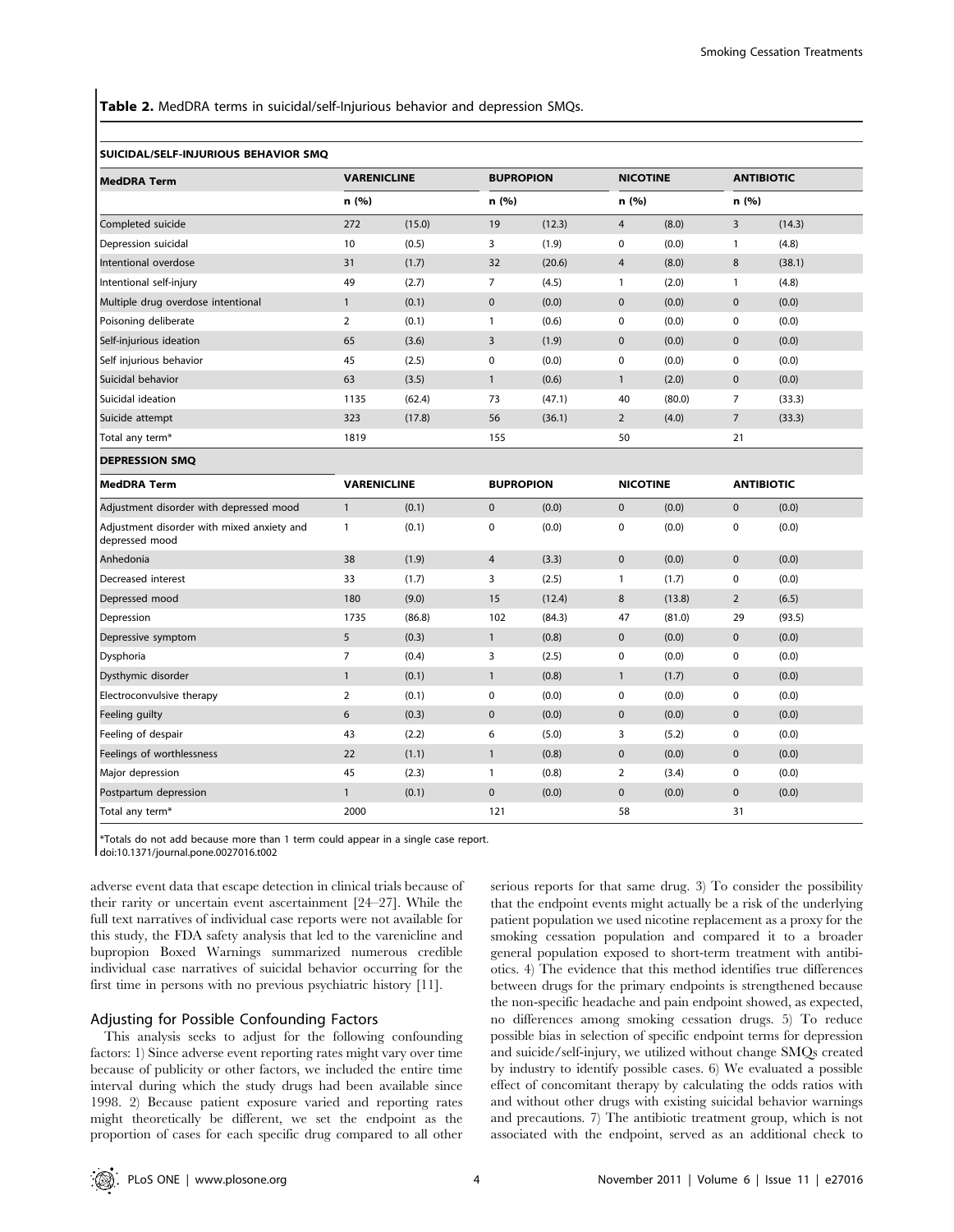**Table 2.** MedDRA terms in suicidal/self-Injurious behavior and depression SMQs.

| **SUICIDAL/SELF-INJURIOUS BEHAVIOR SMQ** | | | | | | | | |
|---|---|---|---|---|---|---|---|---|
| **MedDRA Term** | **VARENICLINE** | | **BUPROPION** | | **NICOTINE** | | **ANTIBIOTIC** | |
| | n (%) | | n (%) | | n (%) | | n (%) | |
| Completed suicide | 272 | (15.0) | 19 | (12.3) | 4 | (8.0) | 3 | (14.3) |
| Depression suicidal | 10 | (0.5) | 3 | (1.9) | 0 | (0.0) | 1 | (4.8) |
| Intentional overdose | 31 | (1.7) | 32 | (20.6) | 4 | (8.0) | 8 | (38.1) |
| Intentional self-injury | 49 | (2.7) | 7 | (4.5) | 1 | (2.0) | 1 | (4.8) |
| Multiple drug overdose intentional | 1 | (0.1) | 0 | (0.0) | 0 | (0.0) | 0 | (0.0) |
| Poisoning deliberate | 2 | (0.1) | 1 | (0.6) | 0 | (0.0) | 0 | (0.0) |
| Self-injurious ideation | 65 | (3.6) | 3 | (1.9) | 0 | (0.0) | 0 | (0.0) |
| Self injurious behavior | 45 | (2.5) | 0 | (0.0) | 0 | (0.0) | 0 | (0.0) |
| Suicidal behavior | 63 | (3.5) | 1 | (0.6) | 1 | (2.0) | 0 | (0.0) |
| Suicidal ideation | 1135 | (62.4) | 73 | (47.1) | 40 | (80.0) | 7 | (33.3) |
| Suicide attempt | 323 | (17.8) | 56 | (36.1) | 2 | (4.0) | 7 | (33.3) |
| Total any term* | 1819 | | 155 | | 50 | | 21 | |
| **DEPRESSION SMQ** | | | | | | | | |
| **MedDRA Term** | **VARENICLINE** | | **BUPROPION** | | **NICOTINE** | | **ANTIBIOTIC** | |
| Adjustment disorder with depressed mood | 1 | (0.1) | 0 | (0.0) | 0 | (0.0) | 0 | (0.0) |
| Adjustment disorder with mixed anxiety and depressed mood | 1 | (0.1) | 0 | (0.0) | 0 | (0.0) | 0 | (0.0) |
| Anhedonia | 38 | (1.9) | 4 | (3.3) | 0 | (0.0) | 0 | (0.0) |
| Decreased interest | 33 | (1.7) | 3 | (2.5) | 1 | (1.7) | 0 | (0.0) |
| Depressed mood | 180 | (9.0) | 15 | (12.4) | 8 | (13.8) | 2 | (6.5) |
| Depression | 1735 | (86.8) | 102 | (84.3) | 47 | (81.0) | 29 | (93.5) |
| Depressive symptom | 5 | (0.3) | 1 | (0.8) | 0 | (0.0) | 0 | (0.0) |
| Dysphoria | 7 | (0.4) | 3 | (2.5) | 0 | (0.0) | 0 | (0.0) |
| Dysthymic disorder | 1 | (0.1) | 1 | (0.8) | 1 | (1.7) | 0 | (0.0) |
| Electroconvulsive therapy | 2 | (0.1) | 0 | (0.0) | 0 | (0.0) | 0 | (0.0) |
| Feeling guilty | 6 | (0.3) | 0 | (0.0) | 0 | (0.0) | 0 | (0.0) |
| Feeling of despair | 43 | (2.2) | 6 | (5.0) | 3 | (5.2) | 0 | (0.0) |
| Feelings of worthlessness | 22 | (1.1) | 1 | (0.8) | 0 | (0.0) | 0 | (0.0) |
| Major depression | 45 | (2.3) | 1 | (0.8) | 2 | (3.4) | 0 | (0.0) |
| Postpartum depression | 1 | (0.1) | 0 | (0.0) | 0 | (0.0) | 0 | (0.0) |
| Total any term* | 2000 | | 121 | | 58 | | 31 | |

*Totals do not add because more than 1 term could appear in a single case report.

doi:10.1371/journal.pone.0027016.t002

adverse event data that escape detection in clinical trials because of their rarity or uncertain event ascertainment [24–27]. While the full text narratives of individual case reports were not available for this study, the FDA safety analysis that led to the varenicline and bupropion Boxed Warnings summarized numerous credible individual case narratives of suicidal behavior occurring for the first time in persons with no previous psychiatric history [11].

## Adjusting for Possible Confounding Factors

This analysis seeks to adjust for the following confounding factors: 1) Since adverse event reporting rates might vary over time because of publicity or other factors, we included the entire time interval during which the study drugs had been available since 1998. 2) Because patient exposure varied and reporting rates might theoretically be different, we set the endpoint as the proportion of cases for each specific drug compared to all other serious reports for that same drug. 3) To consider the possibility that the endpoint events might actually be a risk of the underlying patient population we used nicotine replacement as a proxy for the smoking cessation population and compared it to a broader general population exposed to short-term treatment with antibiotics. 4) The evidence that this method identifies true differences between drugs for the primary endpoints is strengthened because the non-specific headache and pain endpoint showed, as expected, no differences among smoking cessation drugs. 5) To reduce possible bias in selection of specific endpoint terms for depression and suicide/self-injury, we utilized without change SMQs created by industry to identify possible cases. 6) We evaluated a possible effect of concomitant therapy by calculating the odds ratios with and without other drugs with existing suicidal behavior warnings and precautions. 7) The antibiotic treatment group, which is not associated with the endpoint, served as an additional check to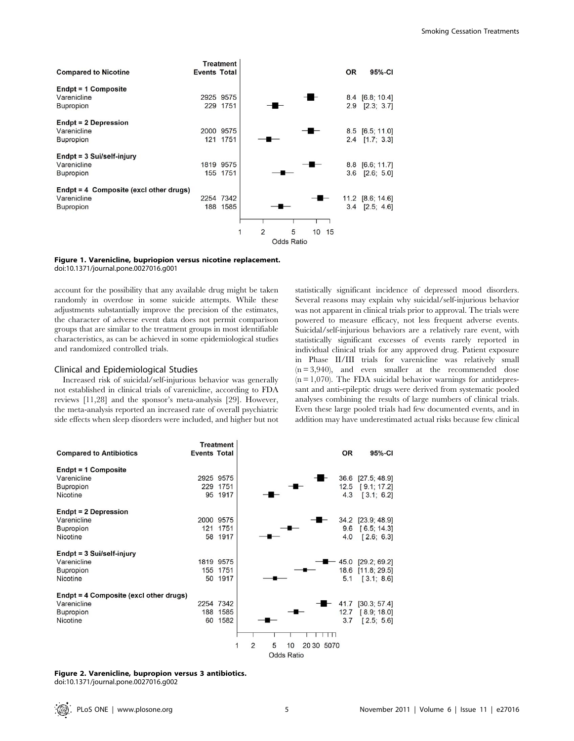| Compared to Nicotine | Treatment Events | Treatment Total | OR | 95%-CI |
|---|---|---|---|---|
| **Endpt = 1 Composite** | | | | |
| Varenicline | 2925 | 9575 | 8.4 | [6.8; 10.4] |
| Bupropion | 229 | 1751 | 2.9 | [2.3; 3.7] |
| **Endpt = 2 Depression** | | | | |
| Varenicline | 2000 | 9575 | 8.5 | [6.5; 11.0] |
| Bupropion | 121 | 1751 | 2.4 | [1.7; 3.3] |
| **Endpt = 3 Sui/self-injury** | | | | |
| Varenicline | 1819 | 9575 | 8.8 | [6.6; 11.7] |
| Bupropion | 155 | 1751 | 3.6 | [2.6; 5.0] |
| **Endpt = 4 Composite (excl other drugs)** | | | | |
| Varenicline | 2254 | 7342 | 11.2 | [8.6; 14.6] |
| Bupropion | 188 | 1585 | 3.4 | [2.5; 4.6] |

**Figure 1. Varenicline, bupriopion versus nicotine replacement.**
doi:10.1371/journal.pone.0027016.g001

account for the possibility that any available drug might be taken randomly in overdose in some suicide attempts. While these adjustments substantially improve the precision of the estimates, the character of adverse event data does not permit comparison groups that are similar to the treatment groups in most identifiable characteristics, as can be achieved in some epidemiological studies and randomized controlled trials.

## Clinical and Epidemiological Studies

Increased risk of suicidal/self-injurious behavior was generally not established in clinical trials of varenicline, according to FDA reviews [11,28] and the sponsor's meta-analysis [29]. However, the meta-analysis reported an increased rate of overall psychiatric side effects when sleep disorders were included, and higher but not statistically significant incidence of depressed mood disorders. Several reasons may explain why suicidal/self-injurious behavior was not apparent in clinical trials prior to approval. The trials were powered to measure efficacy, not less frequent adverse events. Suicidal/self-injurious behaviors are a relatively rare event, with statistically significant excesses of events rarely reported in individual clinical trials for any approved drug. Patient exposure in Phase II/III trials for varenicline was relatively small (n = 3,940), and even smaller at the recommended dose (n = 1,070). The FDA suicidal behavior warnings for antidepressant and anti-epileptic drugs were derived from systematic pooled analyses combining the results of large numbers of clinical trials. Even these large pooled trials had few documented events, and in addition may have underestimated actual risks because few clinical

| Compared to Antibiotics | Treatment Events | Treatment Total | OR | 95%-CI |
|---|---|---|---|---|
| **Endpt = 1 Composite** | | | | |
| Varenicline | 2925 | 9575 | 36.6 | [27.5; 48.9] |
| Bupropion | 229 | 1751 | 12.5 | [ 9.1; 17.2] |
| Nicotine | 95 | 1917 | 4.3 | [ 3.1; 6.2] |
| **Endpt = 2 Depression** | | | | |
| Varenicline | 2000 | 9575 | 34.2 | [23.9; 48.9] |
| Bupropion | 121 | 1751 | 9.6 | [ 6.5; 14.3] |
| Nicotine | 58 | 1917 | 4.0 | [ 2.6; 6.3] |
| **Endpt = 3 Sui/self-injury** | | | | |
| Varenicline | 1819 | 9575 | 45.0 | [29.2; 69.2] |
| Bupropion | 155 | 1751 | 18.6 | [11.8; 29.5] |
| Nicotine | 50 | 1917 | 5.1 | [ 3.1; 8.6] |
| **Endpt = 4 Composite (excl other drugs)** | | | | |
| Varenicline | 2254 | 7342 | 41.7 | [30.3; 57.4] |
| Bupropion | 188 | 1585 | 12.7 | [ 8.9; 18.0] |
| Nicotine | 60 | 1582 | 3.7 | [ 2.5; 5.6] |

**Figure 2. Varenicline, bupropion versus 3 antibiotics.**
doi:10.1371/journal.pone.0027016.g002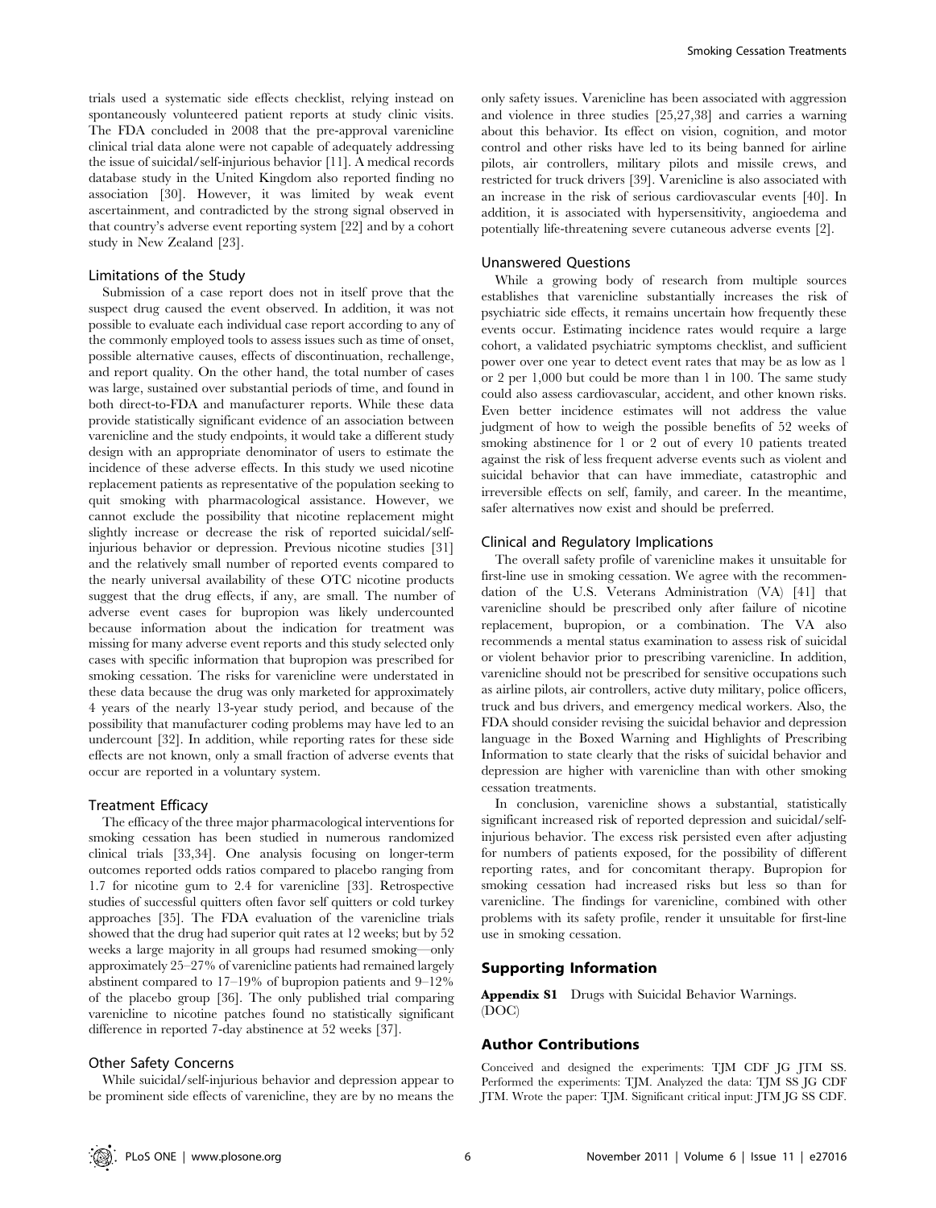trials used a systematic side effects checklist, relying instead on spontaneously volunteered patient reports at study clinic visits. The FDA concluded in 2008 that the pre-approval varenicline clinical trial data alone were not capable of adequately addressing the issue of suicidal/self-injurious behavior [11]. A medical records database study in the United Kingdom also reported finding no association [30]. However, it was limited by weak event ascertainment, and contradicted by the strong signal observed in that country's adverse event reporting system [22] and by a cohort study in New Zealand [23].

### Limitations of the Study

Submission of a case report does not in itself prove that the suspect drug caused the event observed. In addition, it was not possible to evaluate each individual case report according to any of the commonly employed tools to assess issues such as time of onset, possible alternative causes, effects of discontinuation, rechallenge, and report quality. On the other hand, the total number of cases was large, sustained over substantial periods of time, and found in both direct-to-FDA and manufacturer reports. While these data provide statistically significant evidence of an association between varenicline and the study endpoints, it would take a different study design with an appropriate denominator of users to estimate the incidence of these adverse effects. In this study we used nicotine replacement patients as representative of the population seeking to quit smoking with pharmacological assistance. However, we cannot exclude the possibility that nicotine replacement might slightly increase or decrease the risk of reported suicidal/self-injurious behavior or depression. Previous nicotine studies [31] and the relatively small number of reported events compared to the nearly universal availability of these OTC nicotine products suggest that the drug effects, if any, are small. The number of adverse event cases for bupropion was likely undercounted because information about the indication for treatment was missing for many adverse event reports and this study selected only cases with specific information that bupropion was prescribed for smoking cessation. The risks for varenicline were understated in these data because the drug was only marketed for approximately 4 years of the nearly 13-year study period, and because of the possibility that manufacturer coding problems may have led to an undercount [32]. In addition, while reporting rates for these side effects are not known, only a small fraction of adverse events that occur are reported in a voluntary system.

### Treatment Efficacy

The efficacy of the three major pharmacological interventions for smoking cessation has been studied in numerous randomized clinical trials [33,34]. One analysis focusing on longer-term outcomes reported odds ratios compared to placebo ranging from 1.7 for nicotine gum to 2.4 for varenicline [33]. Retrospective studies of successful quitters often favor self quitters or cold turkey approaches [35]. The FDA evaluation of the varenicline trials showed that the drug had superior quit rates at 12 weeks; but by 52 weeks a large majority in all groups had resumed smoking—only approximately 25–27% of varenicline patients had remained largely abstinent compared to 17–19% of bupropion patients and 9–12% of the placebo group [36]. The only published trial comparing varenicline to nicotine patches found no statistically significant difference in reported 7-day abstinence at 52 weeks [37].

### Other Safety Concerns

While suicidal/self-injurious behavior and depression appear to be prominent side effects of varenicline, they are by no means the only safety issues. Varenicline has been associated with aggression and violence in three studies [25,27,38] and carries a warning about this behavior. Its effect on vision, cognition, and motor control and other risks have led to its being banned for airline pilots, air controllers, military pilots and missile crews, and restricted for truck drivers [39]. Varenicline is also associated with an increase in the risk of serious cardiovascular events [40]. In addition, it is associated with hypersensitivity, angioedema and potentially life-threatening severe cutaneous adverse events [2].

### Unanswered Questions

While a growing body of research from multiple sources establishes that varenicline substantially increases the risk of psychiatric side effects, it remains uncertain how frequently these events occur. Estimating incidence rates would require a large cohort, a validated psychiatric symptoms checklist, and sufficient power over one year to detect event rates that may be as low as 1 or 2 per 1,000 but could be more than 1 in 100. The same study could also assess cardiovascular, accident, and other known risks. Even better incidence estimates will not address the value judgment of how to weigh the possible benefits of 52 weeks of smoking abstinence for 1 or 2 out of every 10 patients treated against the risk of less frequent adverse events such as violent and suicidal behavior that can have immediate, catastrophic and irreversible effects on self, family, and career. In the meantime, safer alternatives now exist and should be preferred.

### Clinical and Regulatory Implications

The overall safety profile of varenicline makes it unsuitable for first-line use in smoking cessation. We agree with the recommendation of the U.S. Veterans Administration (VA) [41] that varenicline should be prescribed only after failure of nicotine replacement, bupropion, or a combination. The VA also recommends a mental status examination to assess risk of suicidal or violent behavior prior to prescribing varenicline. In addition, varenicline should not be prescribed for sensitive occupations such as airline pilots, air controllers, active duty military, police officers, truck and bus drivers, and emergency medical workers. Also, the FDA should consider revising the suicidal behavior and depression language in the Boxed Warning and Highlights of Prescribing Information to state clearly that the risks of suicidal behavior and depression are higher with varenicline than with other smoking cessation treatments.

In conclusion, varenicline shows a substantial, statistically significant increased risk of reported depression and suicidal/self-injurious behavior. The excess risk persisted even after adjusting for numbers of patients exposed, for the possibility of different reporting rates, and for concomitant therapy. Bupropion for smoking cessation had increased risks but less so than for varenicline. The findings for varenicline, combined with other problems with its safety profile, render it unsuitable for first-line use in smoking cessation.

## Supporting Information

**Appendix S1** Drugs with Suicidal Behavior Warnings. (DOC)

## Author Contributions

Conceived and designed the experiments: TJM CDF JG JTM SS. Performed the experiments: TJM. Analyzed the data: TJM SS JG CDF JTM. Wrote the paper: TJM. Significant critical input: JTM JG SS CDF.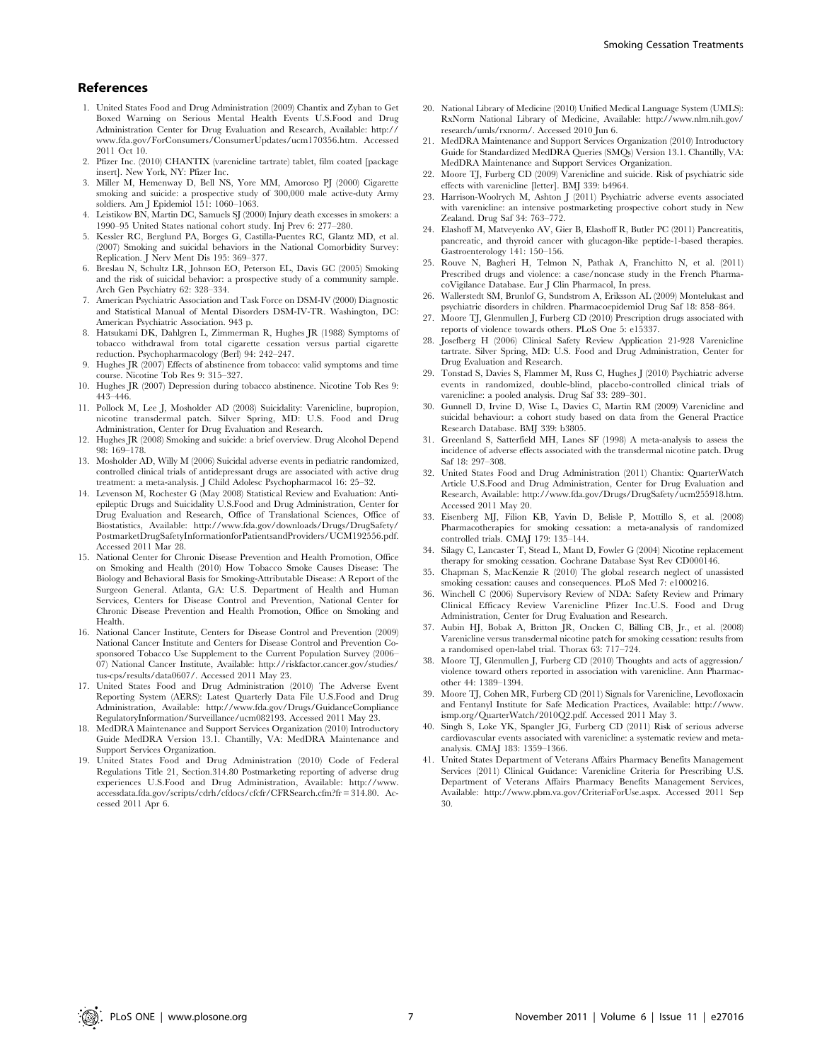## References

1. United States Food and Drug Administration (2009) Chantix and Zyban to Get Boxed Warning on Serious Mental Health Events U.S.Food and Drug Administration Center for Drug Evaluation and Research, Available: http://www.fda.gov/ForConsumers/ConsumerUpdates/ucm170356.htm. Accessed 2011 Oct 10.
2. Pfizer Inc. (2010) CHANTIX (varenicline tartrate) tablet, film coated [package insert]. New York, NY: Pfizer Inc.
3. Miller M, Hemenway D, Bell NS, Yore MM, Amoroso PJ (2000) Cigarette smoking and suicide: a prospective study of 300,000 male active-duty Army soldiers. Am J Epidemiol 151: 1060–1063.
4. Leistikow BN, Martin DC, Samuels SJ (2000) Injury death excesses in smokers: a 1990–95 United States national cohort study. Inj Prev 6: 277–280.
5. Kessler RC, Berglund PA, Borges G, Castilla-Puentes RC, Glantz MD, et al. (2007) Smoking and suicidal behaviors in the National Comorbidity Survey: Replication. J Nerv Ment Dis 195: 369–377.
6. Breslau N, Schultz LR, Johnson EO, Peterson EL, Davis GC (2005) Smoking and the risk of suicidal behavior: a prospective study of a community sample. Arch Gen Psychiatry 62: 328–334.
7. American Psychiatric Association and Task Force on DSM-IV (2000) Diagnostic and Statistical Manual of Mental Disorders DSM-IV-TR. Washington, DC: American Psychiatric Association. 943 p.
8. Hatsukami DK, Dahlgren L, Zimmerman R, Hughes JR (1988) Symptoms of tobacco withdrawal from total cigarette cessation versus partial cigarette reduction. Psychopharmacology (Berl) 94: 242–247.
9. Hughes JR (2007) Effects of abstinence from tobacco: valid symptoms and time course. Nicotine Tob Res 9: 315–327.
10. Hughes JR (2007) Depression during tobacco abstinence. Nicotine Tob Res 9: 443–446.
11. Pollock M, Lee J, Mosholder AD (2008) Suicidality: Varenicline, bupropion, nicotine transdermal patch. Silver Spring, MD: U.S. Food and Drug Administration, Center for Drug Evaluation and Research.
12. Hughes JR (2008) Smoking and suicide: a brief overview. Drug Alcohol Depend 98: 169–178.
13. Mosholder AD, Willy M (2006) Suicidal adverse events in pediatric randomized, controlled clinical trials of antidepressant drugs are associated with active drug treatment: a meta-analysis. J Child Adolesc Psychopharmacol 16: 25–32.
14. Levenson M, Rochester G (May 2008) Statistical Review and Evaluation: Antiepileptic Drugs and Suicidality U.S.Food and Drug Administration, Center for Drug Evaluation and Research, Office of Translational Sciences, Office of Biostatistics, Available: http://www.fda.gov/downloads/Drugs/DrugSafety/PostmarketDrugSafetyInformationforPatientsandProviders/UCM192556.pdf. Accessed 2011 Mar 28.
15. National Center for Chronic Disease Prevention and Health Promotion, Office on Smoking and Health (2010) How Tobacco Smoke Causes Disease: The Biology and Behavioral Basis for Smoking-Attributable Disease: A Report of the Surgeon General. Atlanta, GA: U.S. Department of Health and Human Services, Centers for Disease Control and Prevention, National Center for Chronic Disease Prevention and Health Promotion, Office on Smoking and Health.
16. National Cancer Institute, Centers for Disease Control and Prevention (2009) National Cancer Institute and Centers for Disease Control and Prevention Cosponsored Tobacco Use Supplement to the Current Population Survey (2006–07) National Cancer Institute, Available: http://riskfactor.cancer.gov/studies/tus-cps/results/data0607/. Accessed 2011 May 23.
17. United States Food and Drug Administration (2010) The Adverse Event Reporting System (AERS): Latest Quarterly Data File U.S.Food and Drug Administration, Available: http://www.fda.gov/Drugs/GuidanceComplianceRegulatoryInformation/Surveillance/ucm082193. Accessed 2011 May 23.
18. MedDRA Maintenance and Support Services Organization (2010) Introductory Guide MedDRA Version 13.1. Chantilly, VA: MedDRA Maintenance and Support Services Organization.
19. United States Food and Drug Administration (2010) Code of Federal Regulations Title 21, Section.314.80 Postmarketing reporting of adverse drug experiences U.S.Food and Drug Administration, Available: http://www.accessdata.fda.gov/scripts/cdrh/cfdocs/cfcfr/CFRSearch.cfm?fr = 314.80. Accessed 2011 Apr 6.
20. National Library of Medicine (2010) Unified Medical Language System (UMLS): RxNorm National Library of Medicine, Available: http://www.nlm.nih.gov/research/umls/rxnorm/. Accessed 2010 Jun 6.
21. MedDRA Maintenance and Support Services Organization (2010) Introductory Guide for Standardized MedDRA Queries (SMQs) Version 13.1. Chantilly, VA: MedDRA Maintenance and Support Services Organization.
22. Moore TJ, Furberg CD (2009) Varenicline and suicide. Risk of psychiatric side effects with varenicline [letter]. BMJ 339: b4964.
23. Harrison-Woolrych M, Ashton J (2011) Psychiatric adverse events associated with varenicline: an intensive postmarketing prospective cohort study in New Zealand. Drug Saf 34: 763–772.
24. Elashoff M, Matveyenko AV, Gier B, Elashoff R, Butler PC (2011) Pancreatitis, pancreatic, and thyroid cancer with glucagon-like peptide-1-based therapies. Gastroenterology 141: 150–156.
25. Rouve N, Bagheri H, Telmon N, Pathak A, Franchitto N, et al. (2011) Prescribed drugs and violence: a case/noncase study in the French PharmacoVigilance Database. Eur J Clin Pharmacol, In press.
26. Wallerstedt SM, Brunlof G, Sundstrom A, Eriksson AL (2009) Montelukast and psychiatric disorders in children. Pharmacoepidemiol Drug Saf 18: 858–864.
27. Moore TJ, Glenmullen J, Furberg CD (2010) Prescription drugs associated with reports of violence towards others. PLoS One 5: e15337.
28. Josefberg H (2006) Clinical Safety Review Application 21-928 Varenicline tartrate. Silver Spring, MD: U.S. Food and Drug Administration, Center for Drug Evaluation and Research.
29. Tonstad S, Davies S, Flammer M, Russ C, Hughes J (2010) Psychiatric adverse events in randomized, double-blind, placebo-controlled clinical trials of varenicline: a pooled analysis. Drug Saf 33: 289–301.
30. Gunnell D, Irvine D, Wise L, Davies C, Martin RM (2009) Varenicline and suicidal behaviour: a cohort study based on data from the General Practice Research Database. BMJ 339: b3805.
31. Greenland S, Satterfield MH, Lanes SF (1998) A meta-analysis to assess the incidence of adverse effects associated with the transdermal nicotine patch. Drug Saf 18: 297–308.
32. United States Food and Drug Administration (2011) Chantix: QuarterWatch Article U.S.Food and Drug Administration, Center for Drug Evaluation and Research, Available: http://www.fda.gov/Drugs/DrugSafety/ucm255918.htm. Accessed 2011 May 20.
33. Eisenberg MJ, Filion KB, Yavin D, Belisle P, Mottillo S, et al. (2008) Pharmacotherapies for smoking cessation: a meta-analysis of randomized controlled trials. CMAJ 179: 135–144.
34. Silagy C, Lancaster T, Stead L, Mant D, Fowler G (2004) Nicotine replacement therapy for smoking cessation. Cochrane Database Syst Rev CD000146.
35. Chapman S, MacKenzie R (2010) The global research neglect of unassisted smoking cessation: causes and consequences. PLoS Med 7: e1000216.
36. Winchell C (2006) Supervisory Review of NDA: Safety Review and Primary Clinical Efficacy Review Varenicline Pfizer Inc.U.S. Food and Drug Administration, Center for Drug Evaluation and Research.
37. Aubin HJ, Bobak A, Britton JR, Oncken C, Billing CB, Jr., et al. (2008) Varenicline versus transdermal nicotine patch for smoking cessation: results from a randomised open-label trial. Thorax 63: 717–724.
38. Moore TJ, Glenmullen J, Furberg CD (2010) Thoughts and acts of aggression/violence toward others reported in association with varenicline. Ann Pharmacother 44: 1389–1394.
39. Moore TJ, Cohen MR, Furberg CD (2011) Signals for Varenicline, Levofloxacin and Fentanyl Institute for Safe Medication Practices, Available: http://www.ismp.org/QuarterWatch/2010Q2.pdf. Accessed 2011 May 3.
40. Singh S, Loke YK, Spangler JG, Furberg CD (2011) Risk of serious adverse cardiovascular events associated with varenicline: a systematic review and meta-analysis. CMAJ 183: 1359–1366.
41. United States Department of Veterans Affairs Pharmacy Benefits Management Services (2011) Clinical Guidance: Varenicline Criteria for Prescribing U.S. Department of Veterans Affairs Pharmacy Benefits Management Services, Available: http://www.pbm.va.gov/CriteriaForUse.aspx. Accessed 2011 Sep 30.